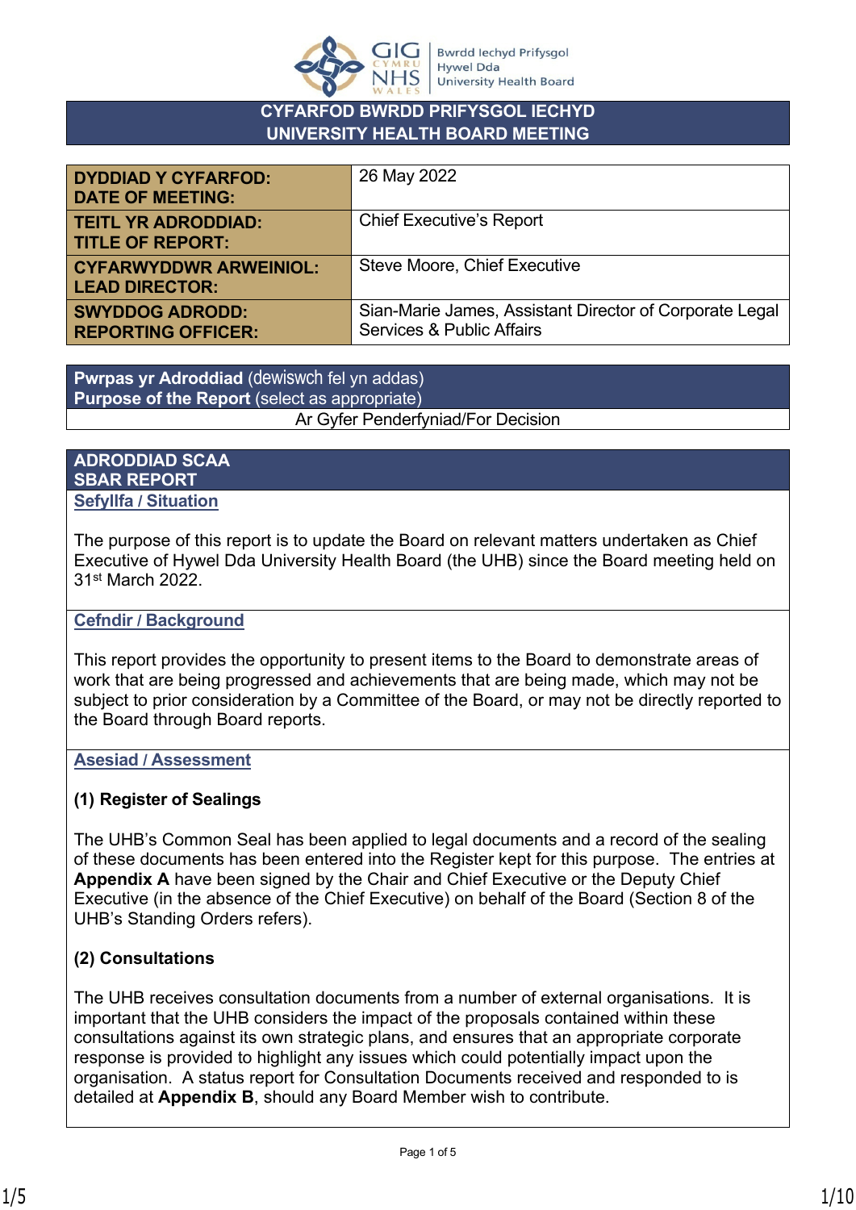**CYFARFOD BWRDD PRIFYSGOL IECHYD**
**UNIVERSITY HEALTH BOARD MEETING**

| | |
|---|---|
| **DYDDIAD Y CYFARFOD: DATE OF MEETING:** | 26 May 2022 |
| **TEITL YR ADRODDIAD: TITLE OF REPORT:** | Chief Executive's Report |
| **CYFARWYDDWR ARWEINIOL: LEAD DIRECTOR:** | Steve Moore, Chief Executive |
| **SWYDDOG ADRODD: REPORTING OFFICER:** | Sian-Marie James, Assistant Director of Corporate Legal Services & Public Affairs |

**Pwrpas yr Adroddiad** (dewiswch fel yn addas)
**Purpose of the Report** (select as appropriate)

Ar Gyfer Penderfyniad/For Decision

## ADRODDIAD SCAA
## SBAR REPORT

### Sefyllfa / Situation

The purpose of this report is to update the Board on relevant matters undertaken as Chief Executive of Hywel Dda University Health Board (the UHB) since the Board meeting held on 31st March 2022.

### Cefndir / Background

This report provides the opportunity to present items to the Board to demonstrate areas of work that are being progressed and achievements that are being made, which may not be subject to prior consideration by a Committee of the Board, or may not be directly reported to the Board through Board reports.

### Asesiad / Assessment

**(1) Register of Sealings**

The UHB's Common Seal has been applied to legal documents and a record of the sealing of these documents has been entered into the Register kept for this purpose. The entries at **Appendix A** have been signed by the Chair and Chief Executive or the Deputy Chief Executive (in the absence of the Chief Executive) on behalf of the Board (Section 8 of the UHB's Standing Orders refers).

**(2) Consultations**

The UHB receives consultation documents from a number of external organisations. It is important that the UHB considers the impact of the proposals contained within these consultations against its own strategic plans, and ensures that an appropriate corporate response is provided to highlight any issues which could potentially impact upon the organisation. A status report for Consultation Documents received and responded to is detailed at **Appendix B**, should any Board Member wish to contribute.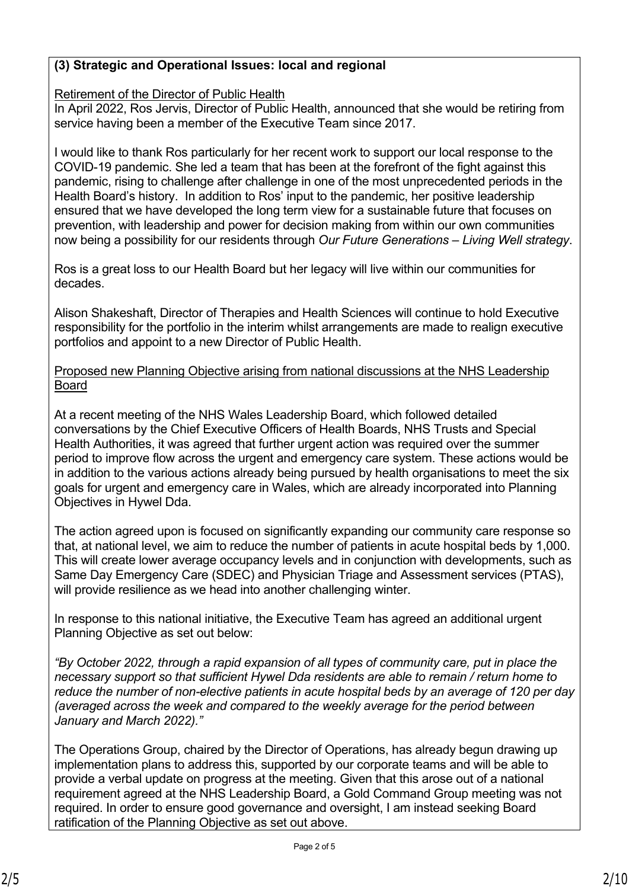**(3) Strategic and Operational Issues: local and regional**

Retirement of the Director of Public Health

In April 2022, Ros Jervis, Director of Public Health, announced that she would be retiring from service having been a member of the Executive Team since 2017.

I would like to thank Ros particularly for her recent work to support our local response to the COVID-19 pandemic. She led a team that has been at the forefront of the fight against this pandemic, rising to challenge after challenge in one of the most unprecedented periods in the Health Board's history. In addition to Ros' input to the pandemic, her positive leadership ensured that we have developed the long term view for a sustainable future that focuses on prevention, with leadership and power for decision making from within our own communities now being a possibility for our residents through *Our Future Generations – Living Well strategy*.

Ros is a great loss to our Health Board but her legacy will live within our communities for decades.

Alison Shakeshaft, Director of Therapies and Health Sciences will continue to hold Executive responsibility for the portfolio in the interim whilst arrangements are made to realign executive portfolios and appoint to a new Director of Public Health.

Proposed new Planning Objective arising from national discussions at the NHS Leadership Board

At a recent meeting of the NHS Wales Leadership Board, which followed detailed conversations by the Chief Executive Officers of Health Boards, NHS Trusts and Special Health Authorities, it was agreed that further urgent action was required over the summer period to improve flow across the urgent and emergency care system. These actions would be in addition to the various actions already being pursued by health organisations to meet the six goals for urgent and emergency care in Wales, which are already incorporated into Planning Objectives in Hywel Dda.

The action agreed upon is focused on significantly expanding our community care response so that, at national level, we aim to reduce the number of patients in acute hospital beds by 1,000. This will create lower average occupancy levels and in conjunction with developments, such as Same Day Emergency Care (SDEC) and Physician Triage and Assessment services (PTAS), will provide resilience as we head into another challenging winter.

In response to this national initiative, the Executive Team has agreed an additional urgent Planning Objective as set out below:

*"By October 2022, through a rapid expansion of all types of community care, put in place the necessary support so that sufficient Hywel Dda residents are able to remain / return home to reduce the number of non-elective patients in acute hospital beds by an average of 120 per day (averaged across the week and compared to the weekly average for the period between January and March 2022)."*

The Operations Group, chaired by the Director of Operations, has already begun drawing up implementation plans to address this, supported by our corporate teams and will be able to provide a verbal update on progress at the meeting. Given that this arose out of a national requirement agreed at the NHS Leadership Board, a Gold Command Group meeting was not required. In order to ensure good governance and oversight, I am instead seeking Board ratification of the Planning Objective as set out above.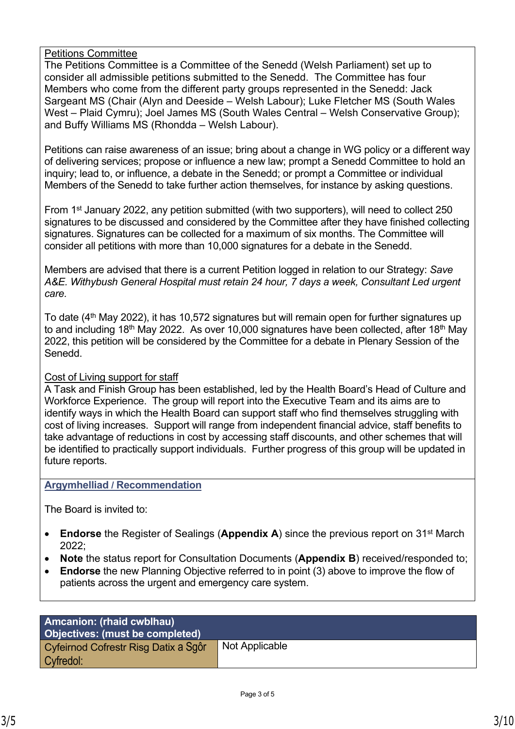Petitions Committee

The Petitions Committee is a Committee of the Senedd (Welsh Parliament) set up to consider all admissible petitions submitted to the Senedd. The Committee has four Members who come from the different party groups represented in the Senedd: Jack Sargeant MS (Chair (Alyn and Deeside – Welsh Labour); Luke Fletcher MS (South Wales West – Plaid Cymru); Joel James MS (South Wales Central – Welsh Conservative Group); and Buffy Williams MS (Rhondda – Welsh Labour).

Petitions can raise awareness of an issue; bring about a change in WG policy or a different way of delivering services; propose or influence a new law; prompt a Senedd Committee to hold an inquiry; lead to, or influence, a debate in the Senedd; or prompt a Committee or individual Members of the Senedd to take further action themselves, for instance by asking questions.

From 1st January 2022, any petition submitted (with two supporters), will need to collect 250 signatures to be discussed and considered by the Committee after they have finished collecting signatures. Signatures can be collected for a maximum of six months. The Committee will consider all petitions with more than 10,000 signatures for a debate in the Senedd.

Members are advised that there is a current Petition logged in relation to our Strategy: *Save A&E. Withybush General Hospital must retain 24 hour, 7 days a week, Consultant Led urgent care.*

To date (4th May 2022), it has 10,572 signatures but will remain open for further signatures up to and including 18th May 2022. As over 10,000 signatures have been collected, after 18th May 2022, this petition will be considered by the Committee for a debate in Plenary Session of the Senedd.

Cost of Living support for staff

A Task and Finish Group has been established, led by the Health Board's Head of Culture and Workforce Experience. The group will report into the Executive Team and its aims are to identify ways in which the Health Board can support staff who find themselves struggling with cost of living increases. Support will range from independent financial advice, staff benefits to take advantage of reductions in cost by accessing staff discounts, and other schemes that will be identified to practically support individuals. Further progress of this group will be updated in future reports.

## Argymhelliad / Recommendation

The Board is invited to:

- **Endorse** the Register of Sealings (**Appendix A**) since the previous report on 31st March 2022;
- **Note** the status report for Consultation Documents (**Appendix B**) received/responded to;
- **Endorse** the new Planning Objective referred to in point (3) above to improve the flow of patients across the urgent and emergency care system.

| Amcanion: (rhaid cwblhau) Objectives: (must be completed) | |
|---|---|
| Cyfeirnod Cofrestr Risg Datix a Sgôr Cyfredol: | Not Applicable |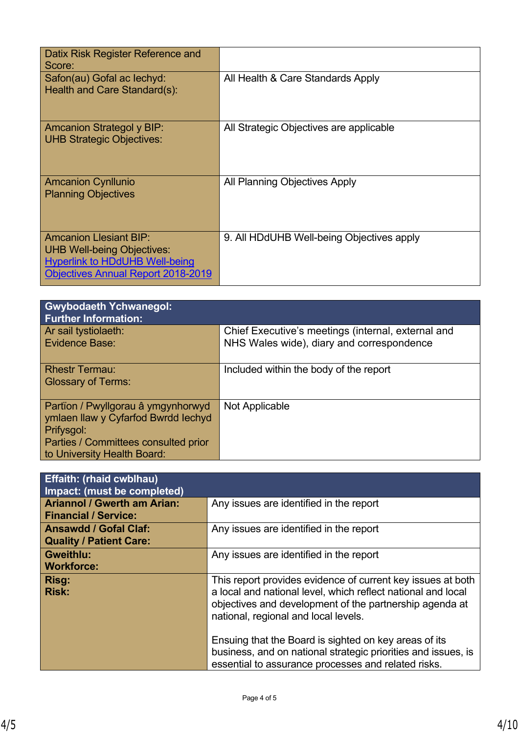| | |
|---|---|
| Datix Risk Register Reference and Score: | |
| Safon(au) Gofal ac Iechyd:<br>Health and Care Standard(s): | All Health & Care Standards Apply |
| Amcanion Strategol y BIP:<br>UHB Strategic Objectives: | All Strategic Objectives are applicable |
| Amcanion Cynllunio<br>Planning Objectives | All Planning Objectives Apply |
| Amcanion Llesiant BIP:<br>UHB Well-being Objectives:<br>[Hyperlink to HDdUHB Well-being Objectives Annual Report 2018-2019] | 9. All HDdUHB Well-being Objectives apply |

| **Gwybodaeth Ychwanegol:<br>Further Information:** | |
|---|---|
| Ar sail tystiolaeth:<br>Evidence Base: | Chief Executive's meetings (internal, external and NHS Wales wide), diary and correspondence |
| Rhestr Termau:<br>Glossary of Terms: | Included within the body of the report |
| Partïon / Pwyllgorau â ymgynhorwyd ymlaen llaw y Cyfarfod Bwrdd Iechyd Prifysgol:<br>Parties / Committees consulted prior to University Health Board: | Not Applicable |

| **Effaith: (rhaid cwblhau)<br>Impact: (must be completed)** | |
|---|---|
| **Ariannol / Gwerth am Arian:<br>Financial / Service:** | Any issues are identified in the report |
| **Ansawdd / Gofal Claf:<br>Quality / Patient Care:** | Any issues are identified in the report |
| **Gweithlu:<br>Workforce:** | Any issues are identified in the report |
| **Risg:<br>Risk:** | This report provides evidence of current key issues at both a local and national level, which reflect national and local objectives and development of the partnership agenda at national, regional and local levels.<br><br>Ensuing that the Board is sighted on key areas of its business, and on national strategic priorities and issues, is essential to assurance processes and related risks. |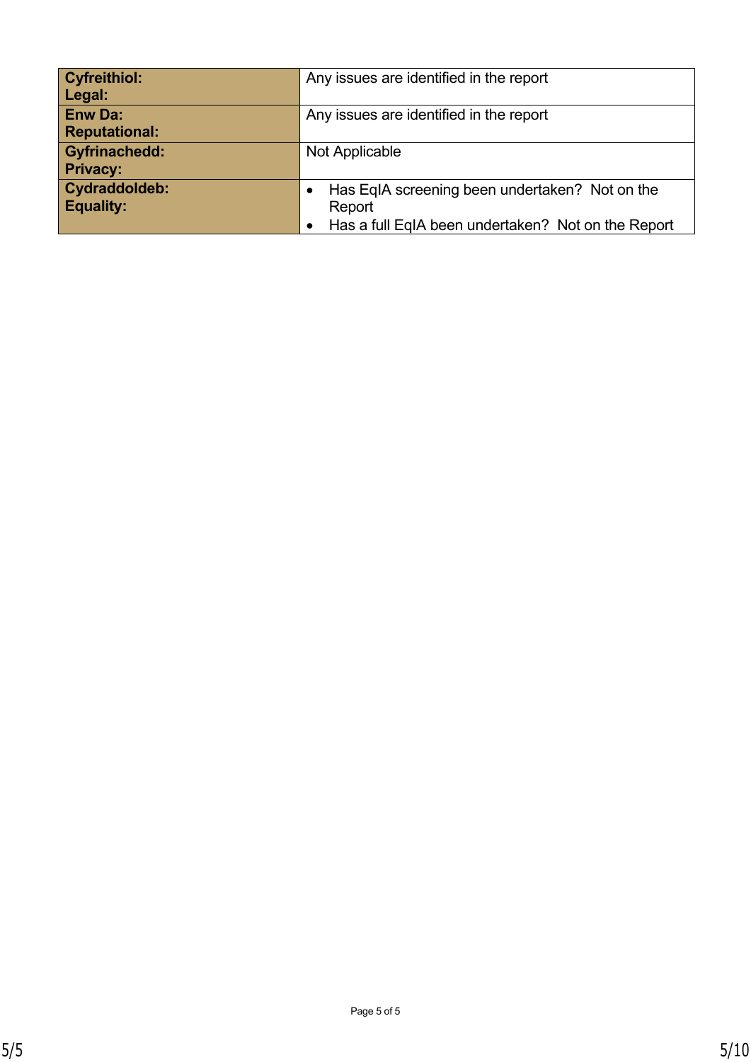| | |
|---|---|
| **Cyfreithiol:**<br>**Legal:** | Any issues are identified in the report |
| **Enw Da:**<br>**Reputational:** | Any issues are identified in the report |
| **Gyfrinachedd:**<br>**Privacy:** | Not Applicable |
| **Cydraddoldeb:**<br>**Equality:** | • Has EqIA screening been undertaken? Not on the Report<br>• Has a full EqIA been undertaken? Not on the Report |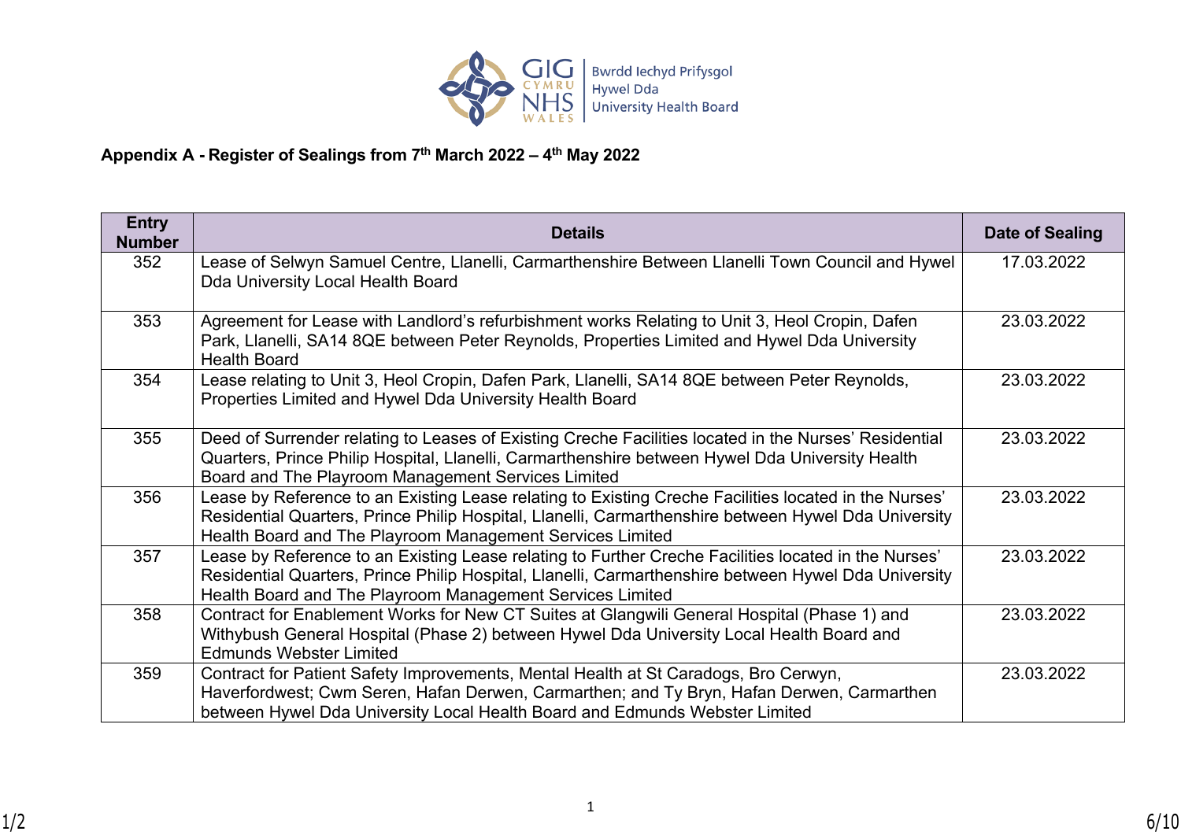**Appendix A - Register of Sealings from 7th March 2022 – 4th May 2022**

| Entry Number | Details | Date of Sealing |
|---|---|---|
| 352 | Lease of Selwyn Samuel Centre, Llanelli, Carmarthenshire Between Llanelli Town Council and Hywel Dda University Local Health Board | 17.03.2022 |
| 353 | Agreement for Lease with Landlord's refurbishment works Relating to Unit 3, Heol Cropin, Dafen Park, Llanelli, SA14 8QE between Peter Reynolds, Properties Limited and Hywel Dda University Health Board | 23.03.2022 |
| 354 | Lease relating to Unit 3, Heol Cropin, Dafen Park, Llanelli, SA14 8QE between Peter Reynolds, Properties Limited and Hywel Dda University Health Board | 23.03.2022 |
| 355 | Deed of Surrender relating to Leases of Existing Creche Facilities located in the Nurses' Residential Quarters, Prince Philip Hospital, Llanelli, Carmarthenshire between Hywel Dda University Health Board and The Playroom Management Services Limited | 23.03.2022 |
| 356 | Lease by Reference to an Existing Lease relating to Existing Creche Facilities located in the Nurses' Residential Quarters, Prince Philip Hospital, Llanelli, Carmarthenshire between Hywel Dda University Health Board and The Playroom Management Services Limited | 23.03.2022 |
| 357 | Lease by Reference to an Existing Lease relating to Further Creche Facilities located in the Nurses' Residential Quarters, Prince Philip Hospital, Llanelli, Carmarthenshire between Hywel Dda University Health Board and The Playroom Management Services Limited | 23.03.2022 |
| 358 | Contract for Enablement Works for New CT Suites at Glangwili General Hospital (Phase 1) and Withybush General Hospital (Phase 2) between Hywel Dda University Local Health Board and Edmunds Webster Limited | 23.03.2022 |
| 359 | Contract for Patient Safety Improvements, Mental Health at St Caradogs, Bro Cerwyn, Haverfordwest; Cwm Seren, Hafan Derwen, Carmarthen; and Ty Bryn, Hafan Derwen, Carmarthen between Hywel Dda University Local Health Board and Edmunds Webster Limited | 23.03.2022 |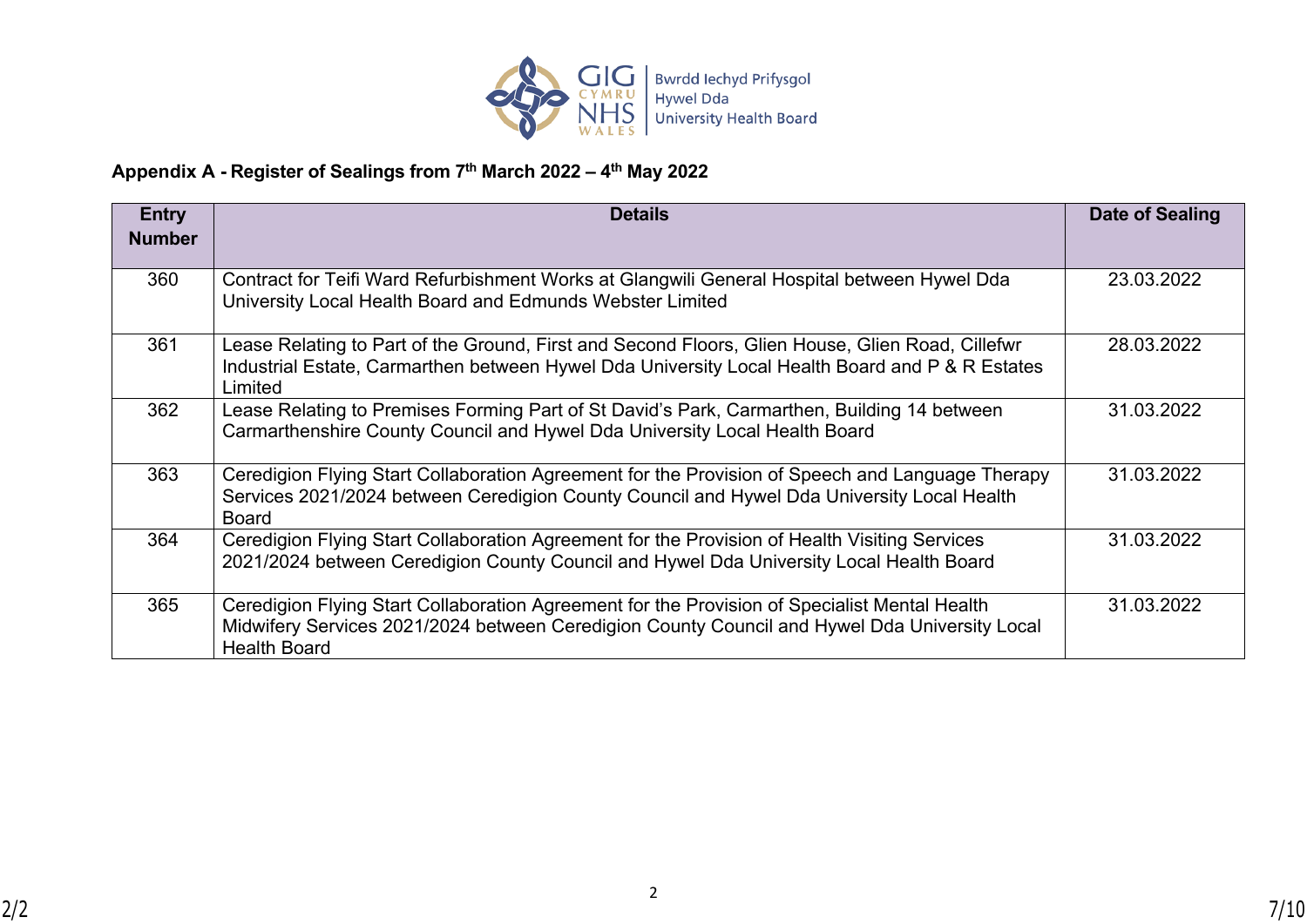## Appendix A - Register of Sealings from 7th March 2022 – 4th May 2022

| Entry Number | Details | Date of Sealing |
|---|---|---|
| 360 | Contract for Teifi Ward Refurbishment Works at Glangwili General Hospital between Hywel Dda University Local Health Board and Edmunds Webster Limited | 23.03.2022 |
| 361 | Lease Relating to Part of the Ground, First and Second Floors, Glien House, Glien Road, Cillefwr Industrial Estate, Carmarthen between Hywel Dda University Local Health Board and P & R Estates Limited | 28.03.2022 |
| 362 | Lease Relating to Premises Forming Part of St David's Park, Carmarthen, Building 14 between Carmarthenshire County Council and Hywel Dda University Local Health Board | 31.03.2022 |
| 363 | Ceredigion Flying Start Collaboration Agreement for the Provision of Speech and Language Therapy Services 2021/2024 between Ceredigion County Council and Hywel Dda University Local Health Board | 31.03.2022 |
| 364 | Ceredigion Flying Start Collaboration Agreement for the Provision of Health Visiting Services 2021/2024 between Ceredigion County Council and Hywel Dda University Local Health Board | 31.03.2022 |
| 365 | Ceredigion Flying Start Collaboration Agreement for the Provision of Specialist Mental Health Midwifery Services 2021/2024 between Ceredigion County Council and Hywel Dda University Local Health Board | 31.03.2022 |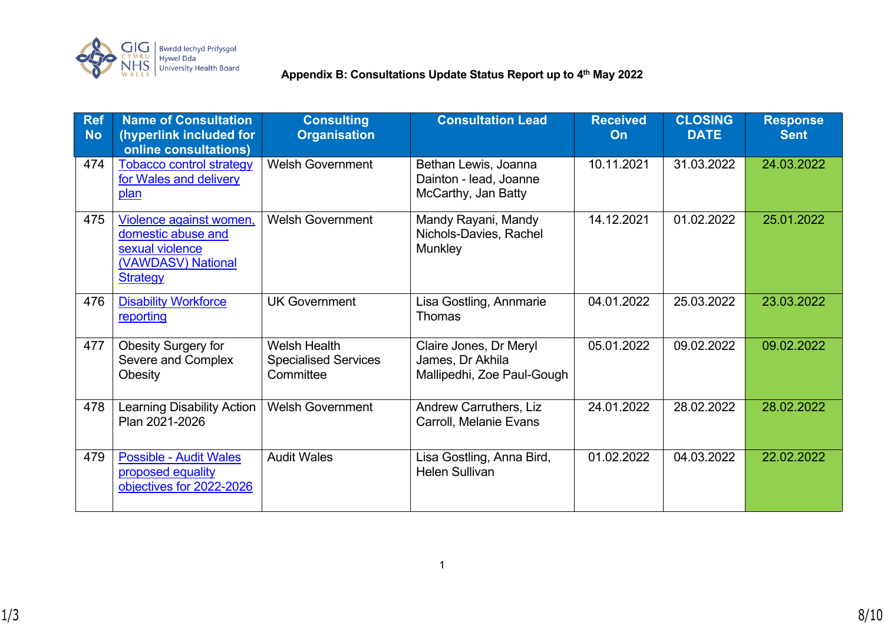**Appendix B: Consultations Update Status Report up to 4th May 2022**

| Ref No | Name of Consultation (hyperlink included for online consultations) | Consulting Organisation | Consultation Lead | Received On | CLOSING DATE | Response Sent |
|---|---|---|---|---|---|---|
| 474 | Tobacco control strategy for Wales and delivery plan | Welsh Government | Bethan Lewis, Joanna Dainton - lead, Joanne McCarthy, Jan Batty | 10.11.2021 | 31.03.2022 | 24.03.2022 |
| 475 | Violence against women, domestic abuse and sexual violence (VAWDASV) National Strategy | Welsh Government | Mandy Rayani, Mandy Nichols-Davies, Rachel Munkley | 14.12.2021 | 01.02.2022 | 25.01.2022 |
| 476 | Disability Workforce reporting | UK Government | Lisa Gostling, Annmarie Thomas | 04.01.2022 | 25.03.2022 | 23.03.2022 |
| 477 | Obesity Surgery for Severe and Complex Obesity | Welsh Health Specialised Services Committee | Claire Jones, Dr Meryl James, Dr Akhila Mallipedhi, Zoe Paul-Gough | 05.01.2022 | 09.02.2022 | 09.02.2022 |
| 478 | Learning Disability Action Plan 2021-2026 | Welsh Government | Andrew Carruthers, Liz Carroll, Melanie Evans | 24.01.2022 | 28.02.2022 | 28.02.2022 |
| 479 | Possible - Audit Wales proposed equality objectives for 2022-2026 | Audit Wales | Lisa Gostling, Anna Bird, Helen Sullivan | 01.02.2022 | 04.03.2022 | 22.02.2022 |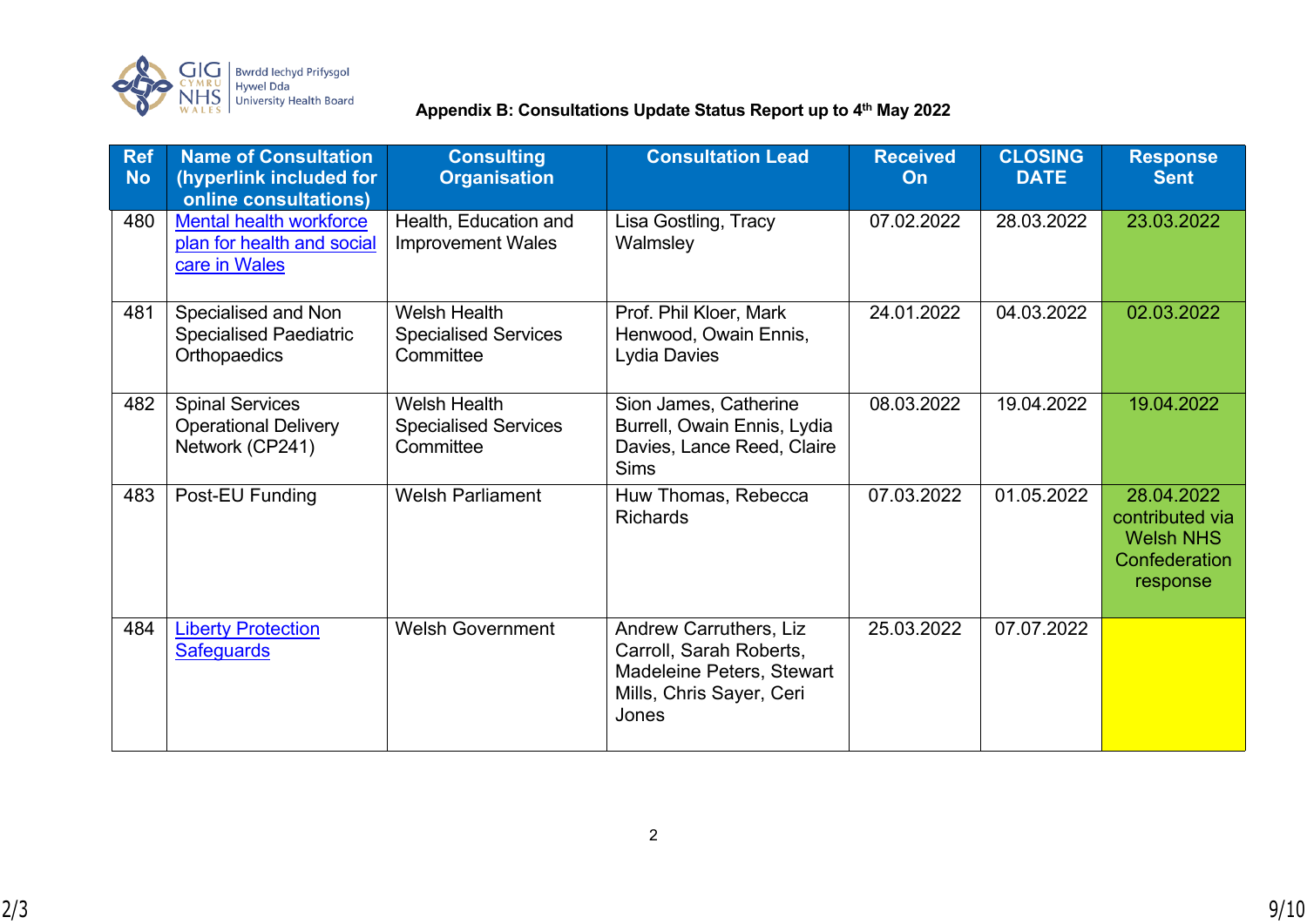Bwrdd Iechyd Prifysgol Hywel Dda University Health Board

**Appendix B: Consultations Update Status Report up to 4th May 2022**

| Ref No | Name of Consultation (hyperlink included for online consultations) | Consulting Organisation | Consultation Lead | Received On | CLOSING DATE | Response Sent |
|---|---|---|---|---|---|---|
| 480 | Mental health workforce plan for health and social care in Wales | Health, Education and Improvement Wales | Lisa Gostling, Tracy Walmsley | 07.02.2022 | 28.03.2022 | 23.03.2022 |
| 481 | Specialised and Non Specialised Paediatric Orthopaedics | Welsh Health Specialised Services Committee | Prof. Phil Kloer, Mark Henwood, Owain Ennis, Lydia Davies | 24.01.2022 | 04.03.2022 | 02.03.2022 |
| 482 | Spinal Services Operational Delivery Network (CP241) | Welsh Health Specialised Services Committee | Sion James, Catherine Burrell, Owain Ennis, Lydia Davies, Lance Reed, Claire Sims | 08.03.2022 | 19.04.2022 | 19.04.2022 |
| 483 | Post-EU Funding | Welsh Parliament | Huw Thomas, Rebecca Richards | 07.03.2022 | 01.05.2022 | 28.04.2022 contributed via Welsh NHS Confederation response |
| 484 | Liberty Protection Safeguards | Welsh Government | Andrew Carruthers, Liz Carroll, Sarah Roberts, Madeleine Peters, Stewart Mills, Chris Sayer, Ceri Jones | 25.03.2022 | 07.07.2022 | |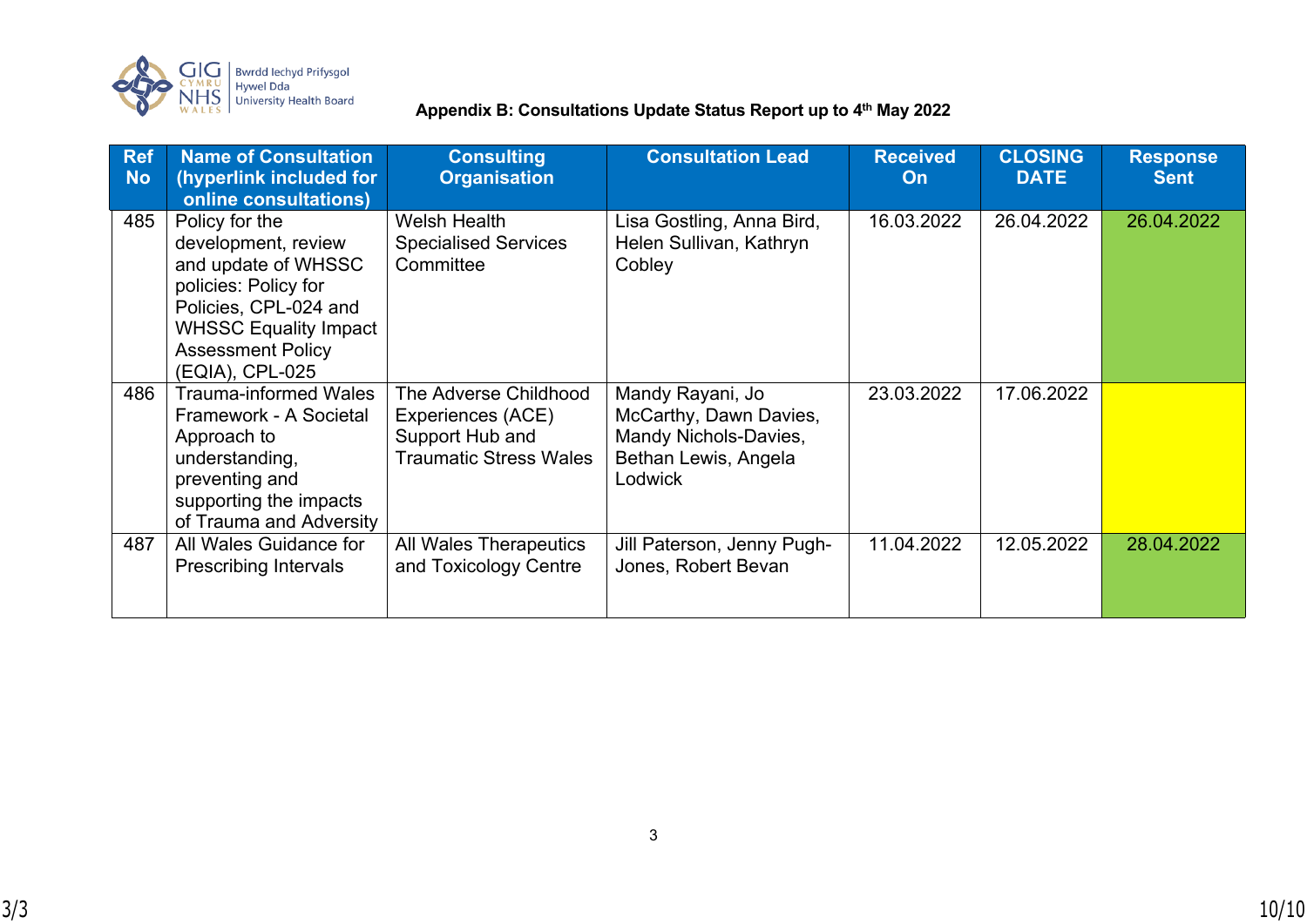Bwrdd Iechyd Prifysgol Hywel Dda University Health Board

**Appendix B: Consultations Update Status Report up to 4th May 2022**

| Ref No | Name of Consultation (hyperlink included for online consultations) | Consulting Organisation | Consultation Lead | Received On | CLOSING DATE | Response Sent |
|---|---|---|---|---|---|---|
| 485 | Policy for the development, review and update of WHSSC policies: Policy for Policies, CPL-024 and WHSSC Equality Impact Assessment Policy (EQIA), CPL-025 | Welsh Health Specialised Services Committee | Lisa Gostling, Anna Bird, Helen Sullivan, Kathryn Cobley | 16.03.2022 | 26.04.2022 | 26.04.2022 |
| 486 | Trauma-informed Wales Framework - A Societal Approach to understanding, preventing and supporting the impacts of Trauma and Adversity | The Adverse Childhood Experiences (ACE) Support Hub and Traumatic Stress Wales | Mandy Rayani, Jo McCarthy, Dawn Davies, Mandy Nichols-Davies, Bethan Lewis, Angela Lodwick | 23.03.2022 | 17.06.2022 | |
| 487 | All Wales Guidance for Prescribing Intervals | All Wales Therapeutics and Toxicology Centre | Jill Paterson, Jenny Pugh-Jones, Robert Bevan | 11.04.2022 | 12.05.2022 | 28.04.2022 |